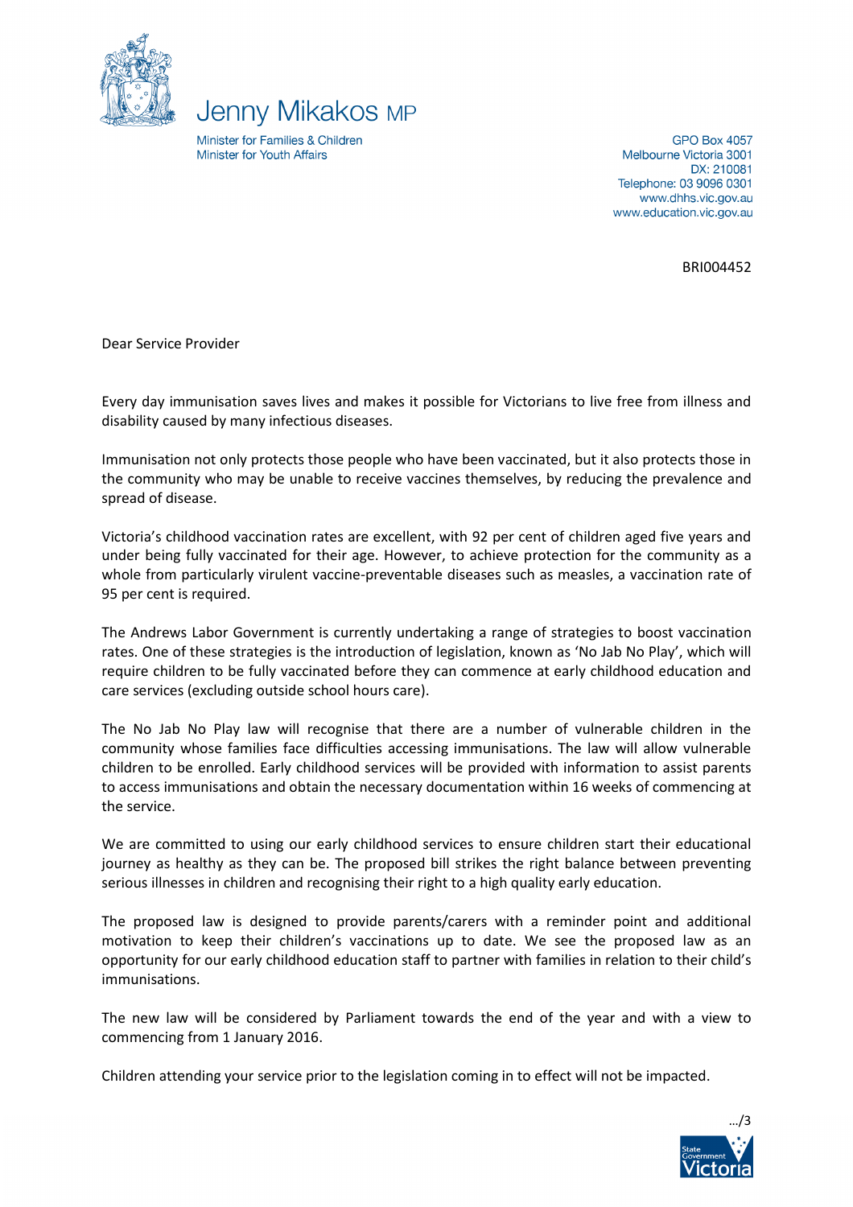# Jenny Mikakos MP

Minister for Families & Children
Minister for Youth Affairs

GPO Box 4057
Melbourne Victoria 3001
DX: 210081
Telephone: 03 9096 0301
www.dhhs.vic.gov.au
www.education.vic.gov.au

BRI004452

Dear Service Provider

Every day immunisation saves lives and makes it possible for Victorians to live free from illness and disability caused by many infectious diseases.

Immunisation not only protects those people who have been vaccinated, but it also protects those in the community who may be unable to receive vaccines themselves, by reducing the prevalence and spread of disease.

Victoria's childhood vaccination rates are excellent, with 92 per cent of children aged five years and under being fully vaccinated for their age. However, to achieve protection for the community as a whole from particularly virulent vaccine-preventable diseases such as measles, a vaccination rate of 95 per cent is required.

The Andrews Labor Government is currently undertaking a range of strategies to boost vaccination rates. One of these strategies is the introduction of legislation, known as 'No Jab No Play', which will require children to be fully vaccinated before they can commence at early childhood education and care services (excluding outside school hours care).

The No Jab No Play law will recognise that there are a number of vulnerable children in the community whose families face difficulties accessing immunisations. The law will allow vulnerable children to be enrolled. Early childhood services will be provided with information to assist parents to access immunisations and obtain the necessary documentation within 16 weeks of commencing at the service.

We are committed to using our early childhood services to ensure children start their educational journey as healthy as they can be. The proposed bill strikes the right balance between preventing serious illnesses in children and recognising their right to a high quality early education.

The proposed law is designed to provide parents/carers with a reminder point and additional motivation to keep their children's vaccinations up to date. We see the proposed law as an opportunity for our early childhood education staff to partner with families in relation to their child's immunisations.

The new law will be considered by Parliament towards the end of the year and with a view to commencing from 1 January 2016.

Children attending your service prior to the legislation coming in to effect will not be impacted.

.../3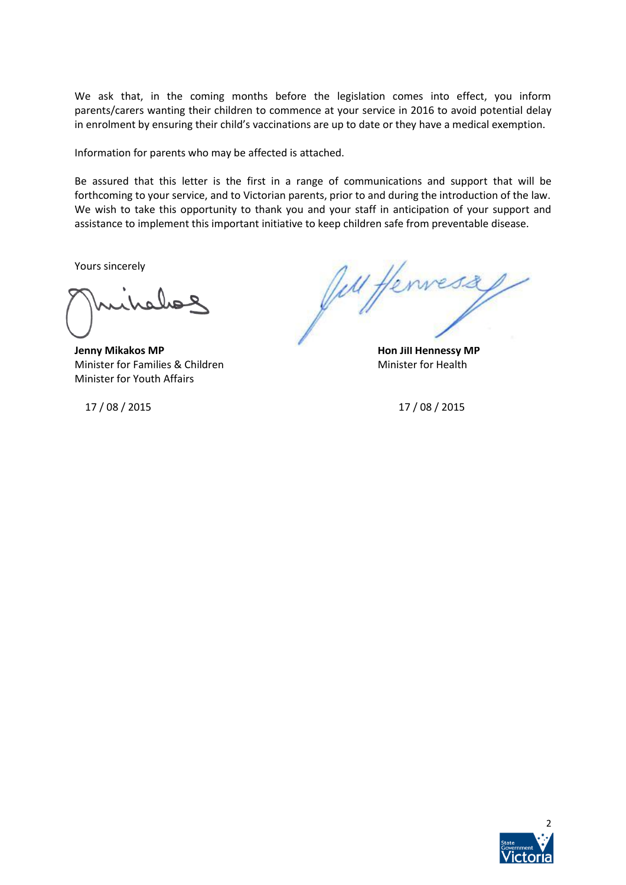We ask that, in the coming months before the legislation comes into effect, you inform parents/carers wanting their children to commence at your service in 2016 to avoid potential delay in enrolment by ensuring their child's vaccinations are up to date or they have a medical exemption.

Information for parents who may be affected is attached.

Be assured that this letter is the first in a range of communications and support that will be forthcoming to your service, and to Victorian parents, prior to and during the introduction of the law. We wish to take this opportunity to thank you and your staff in anticipation of your support and assistance to implement this important initiative to keep children safe from preventable disease.

Yours sincerely

**Jenny Mikakos MP**
Minister for Families & Children
Minister for Youth Affairs

17 / 08 / 2015

**Hon Jill Hennessy MP**
Minister for Health

17 / 08 / 2015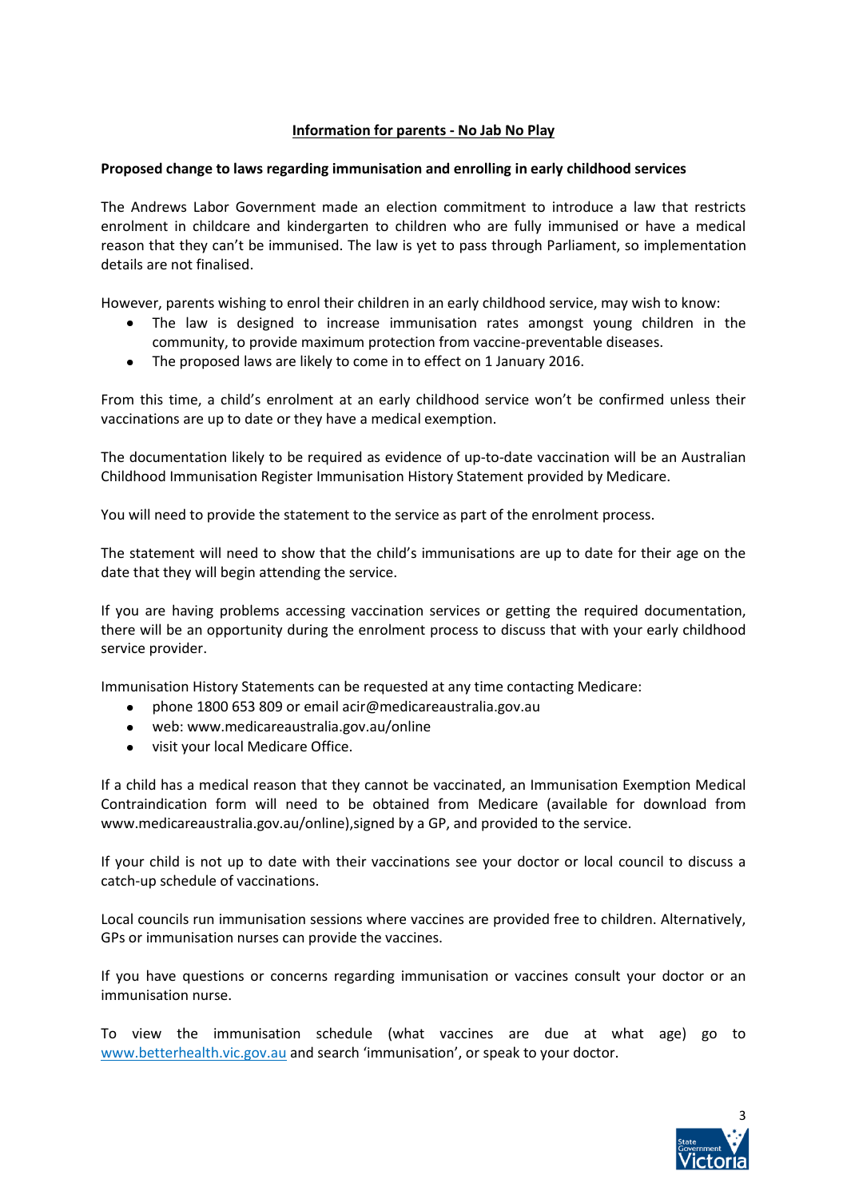## Information for parents - No Jab No Play

**Proposed change to laws regarding immunisation and enrolling in early childhood services**

The Andrews Labor Government made an election commitment to introduce a law that restricts enrolment in childcare and kindergarten to children who are fully immunised or have a medical reason that they can't be immunised. The law is yet to pass through Parliament, so implementation details are not finalised.

However, parents wishing to enrol their children in an early childhood service, may wish to know:

- The law is designed to increase immunisation rates amongst young children in the community, to provide maximum protection from vaccine-preventable diseases.
- The proposed laws are likely to come in to effect on 1 January 2016.

From this time, a child's enrolment at an early childhood service won't be confirmed unless their vaccinations are up to date or they have a medical exemption.

The documentation likely to be required as evidence of up-to-date vaccination will be an Australian Childhood Immunisation Register Immunisation History Statement provided by Medicare.

You will need to provide the statement to the service as part of the enrolment process.

The statement will need to show that the child's immunisations are up to date for their age on the date that they will begin attending the service.

If you are having problems accessing vaccination services or getting the required documentation, there will be an opportunity during the enrolment process to discuss that with your early childhood service provider.

Immunisation History Statements can be requested at any time contacting Medicare:

- phone 1800 653 809 or email acir@medicareaustralia.gov.au
- web: www.medicareaustralia.gov.au/online
- visit your local Medicare Office.

If a child has a medical reason that they cannot be vaccinated, an Immunisation Exemption Medical Contraindication form will need to be obtained from Medicare (available for download from www.medicareaustralia.gov.au/online),signed by a GP, and provided to the service.

If your child is not up to date with their vaccinations see your doctor or local council to discuss a catch-up schedule of vaccinations.

Local councils run immunisation sessions where vaccines are provided free to children. Alternatively, GPs or immunisation nurses can provide the vaccines.

If you have questions or concerns regarding immunisation or vaccines consult your doctor or an immunisation nurse.

To view the immunisation schedule (what vaccines are due at what age) go to www.betterhealth.vic.gov.au and search 'immunisation', or speak to your doctor.